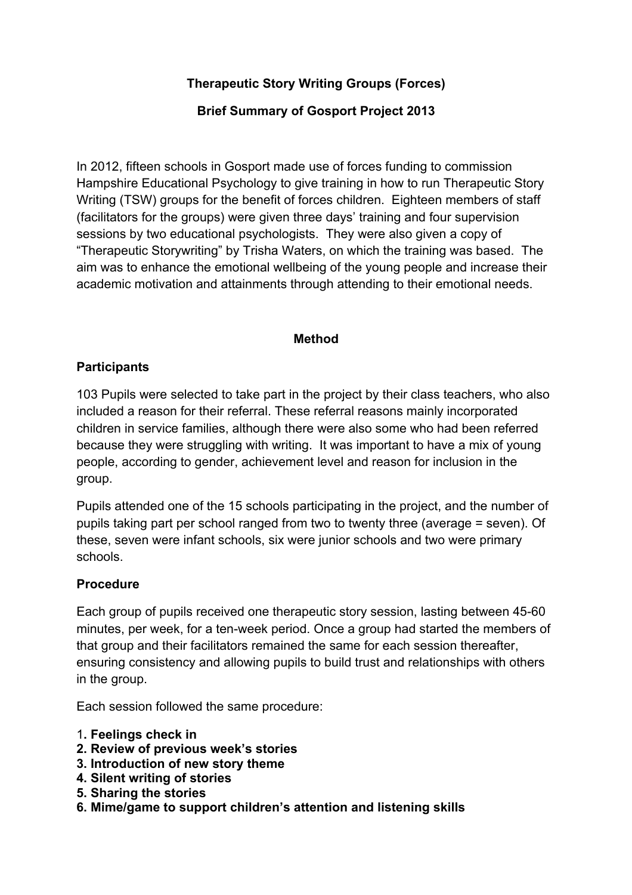**Therapeutic Story Writing Groups (Forces)**

**Brief Summary of Gosport Project 2013**

In 2012, fifteen schools in Gosport made use of forces funding to commission Hampshire Educational Psychology to give training in how to run Therapeutic Story Writing (TSW) groups for the benefit of forces children. Eighteen members of staff (facilitators for the groups) were given three days' training and four supervision sessions by two educational psychologists. They were also given a copy of "Therapeutic Storywriting" by Trisha Waters, on which the training was based. The aim was to enhance the emotional wellbeing of the young people and increase their academic motivation and attainments through attending to their emotional needs.

## Method

### Participants

103 Pupils were selected to take part in the project by their class teachers, who also included a reason for their referral. These referral reasons mainly incorporated children in service families, although there were also some who had been referred because they were struggling with writing. It was important to have a mix of young people, according to gender, achievement level and reason for inclusion in the group.

Pupils attended one of the 15 schools participating in the project, and the number of pupils taking part per school ranged from two to twenty three (average = seven). Of these, seven were infant schools, six were junior schools and two were primary schools.

### Procedure

Each group of pupils received one therapeutic story session, lasting between 45-60 minutes, per week, for a ten-week period. Once a group had started the members of that group and their facilitators remained the same for each session thereafter, ensuring consistency and allowing pupils to build trust and relationships with others in the group.

Each session followed the same procedure:

1. **Feelings check in**
2. **Review of previous week's stories**
3. **Introduction of new story theme**
4. **Silent writing of stories**
5. **Sharing the stories**
6. **Mime/game to support children's attention and listening skills**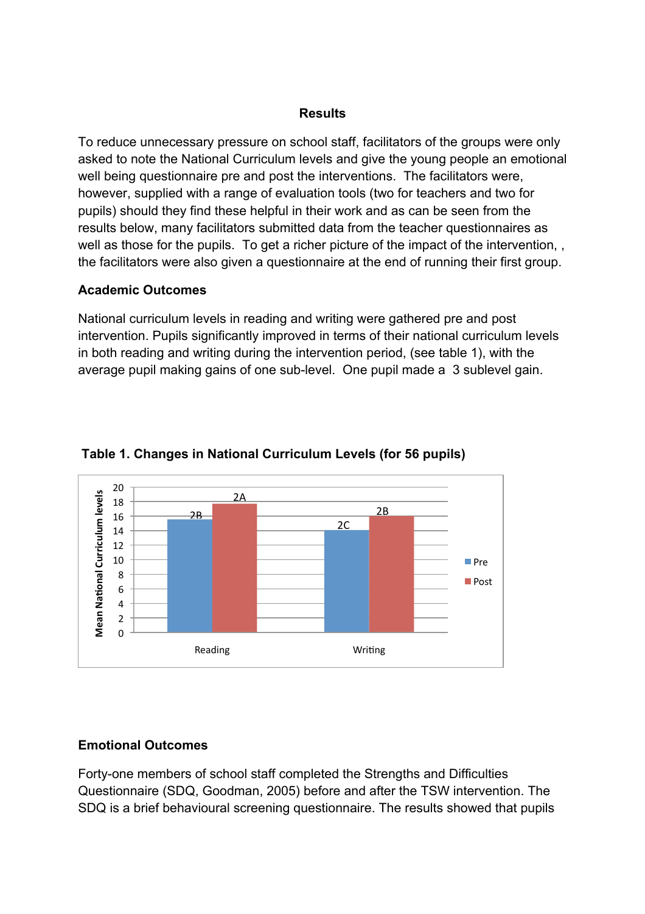## Results

To reduce unnecessary pressure on school staff, facilitators of the groups were only asked to note the National Curriculum levels and give the young people an emotional well being questionnaire pre and post the interventions. The facilitators were, however, supplied with a range of evaluation tools (two for teachers and two for pupils) should they find these helpful in their work and as can be seen from the results below, many facilitators submitted data from the teacher questionnaires as well as those for the pupils. To get a richer picture of the impact of the intervention, , the facilitators were also given a questionnaire at the end of running their first group.

### Academic Outcomes

National curriculum levels in reading and writing were gathered pre and post intervention. Pupils significantly improved in terms of their national curriculum levels in both reading and writing during the intervention period, (see table 1), with the average pupil making gains of one sub-level. One pupil made a 3 sublevel gain.

**Table 1. Changes in National Curriculum Levels (for 56 pupils)**

| | Pre | Post |
|---|---|---|
| Reading | 2B | 2A |
| Writing | 2C | 2B |

### Emotional Outcomes

Forty-one members of school staff completed the Strengths and Difficulties Questionnaire (SDQ, Goodman, 2005) before and after the TSW intervention. The SDQ is a brief behavioural screening questionnaire. The results showed that pupils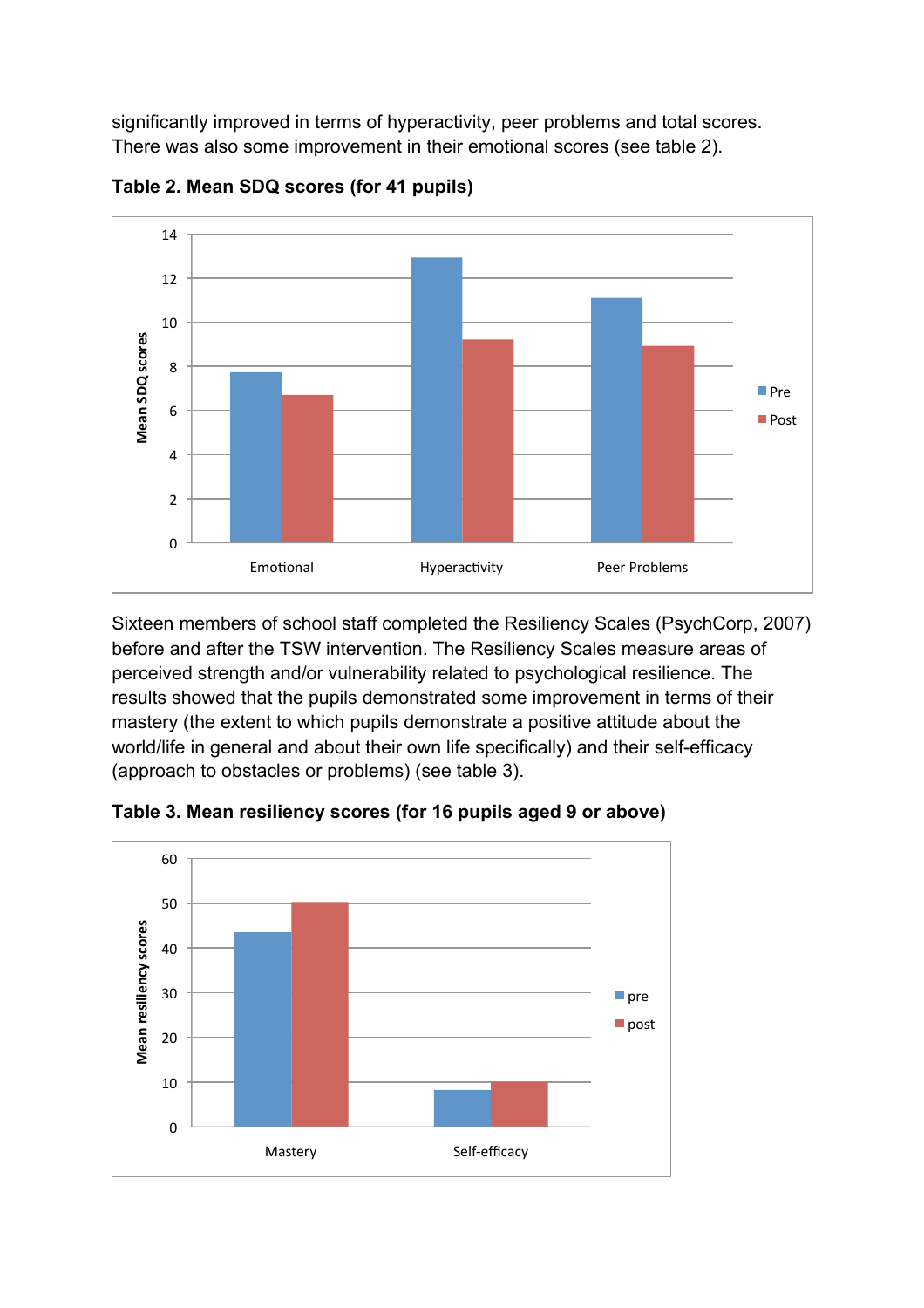significantly improved in terms of hyperactivity, peer problems and total scores. There was also some improvement in their emotional scores (see table 2).

**Table 2. Mean SDQ scores (for 41 pupils)**

Sixteen members of school staff completed the Resiliency Scales (PsychCorp, 2007) before and after the TSW intervention. The Resiliency Scales measure areas of perceived strength and/or vulnerability related to psychological resilience. The results showed that the pupils demonstrated some improvement in terms of their mastery (the extent to which pupils demonstrate a positive attitude about the world/life in general and about their own life specifically) and their self-efficacy (approach to obstacles or problems) (see table 3).

**Table 3. Mean resiliency scores (for 16 pupils aged 9 or above)**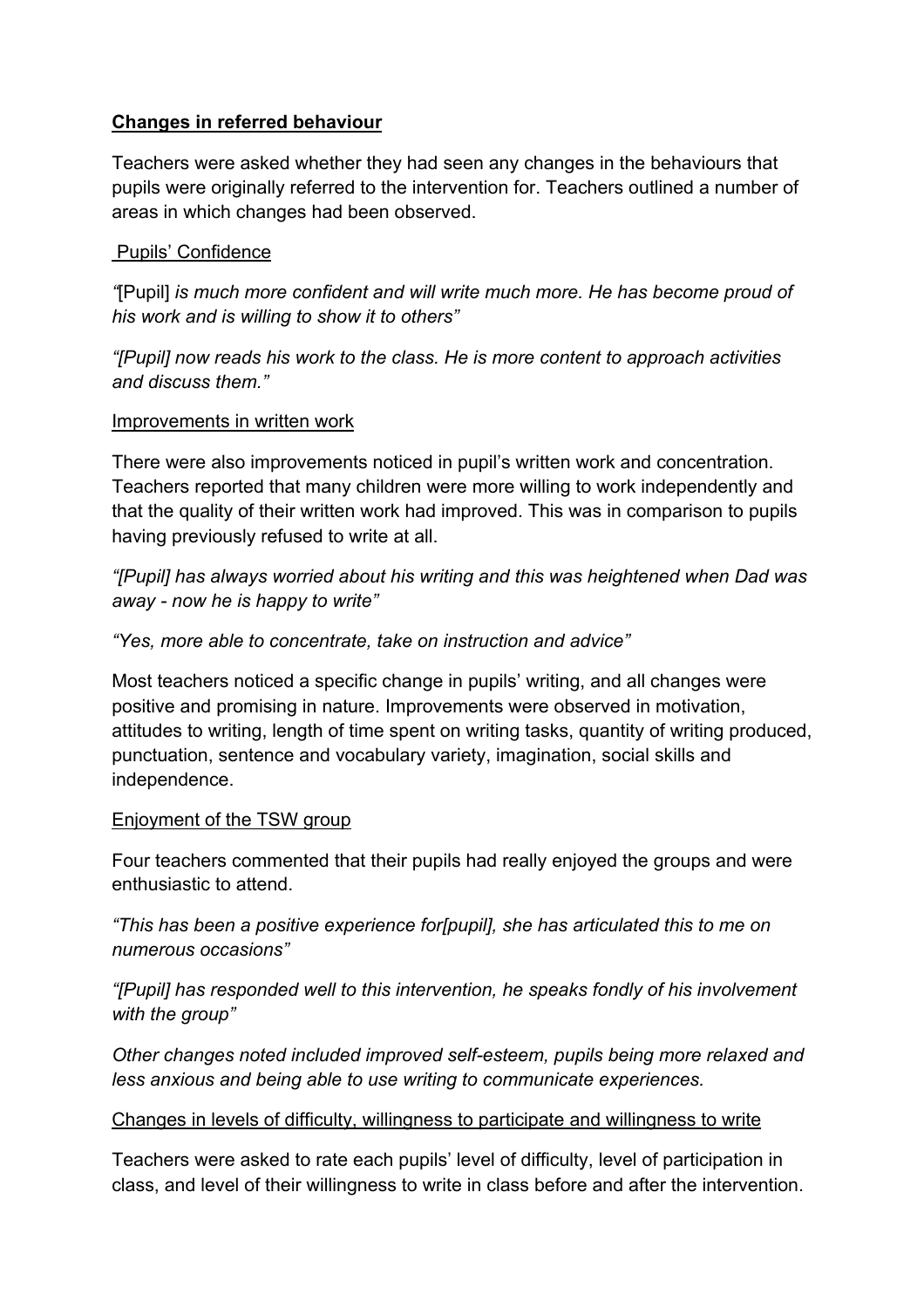**Changes in referred behaviour**

Teachers were asked whether they had seen any changes in the behaviours that pupils were originally referred to the intervention for. Teachers outlined a number of areas in which changes had been observed.

Pupils' Confidence

*"*[Pupil] *is much more confident and will write much more. He has become proud of his work and is willing to show it to others"*

*"[Pupil] now reads his work to the class. He is more content to approach activities and discuss them."*

Improvements in written work

There were also improvements noticed in pupil's written work and concentration. Teachers reported that many children were more willing to work independently and that the quality of their written work had improved. This was in comparison to pupils having previously refused to write at all.

*"[Pupil] has always worried about his writing and this was heightened when Dad was away - now he is happy to write"*

*"Yes, more able to concentrate, take on instruction and advice"*

Most teachers noticed a specific change in pupils' writing, and all changes were positive and promising in nature. Improvements were observed in motivation, attitudes to writing, length of time spent on writing tasks, quantity of writing produced, punctuation, sentence and vocabulary variety, imagination, social skills and independence.

Enjoyment of the TSW group

Four teachers commented that their pupils had really enjoyed the groups and were enthusiastic to attend.

*"This has been a positive experience for[pupil], she has articulated this to me on numerous occasions"*

*"[Pupil] has responded well to this intervention, he speaks fondly of his involvement with the group"*

*Other changes noted included improved self-esteem, pupils being more relaxed and less anxious and being able to use writing to communicate experiences.*

Changes in levels of difficulty, willingness to participate and willingness to write

Teachers were asked to rate each pupils' level of difficulty, level of participation in class, and level of their willingness to write in class before and after the intervention.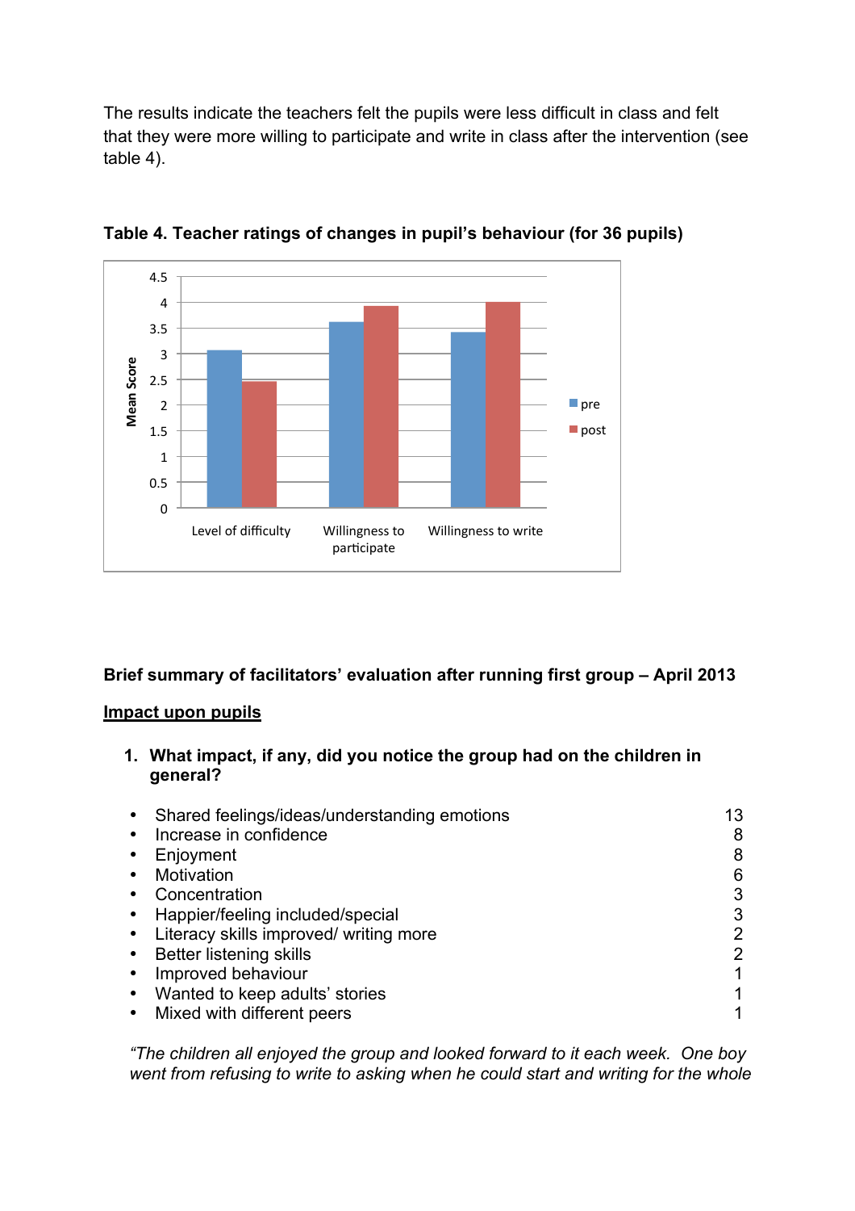The results indicate the teachers felt the pupils were less difficult in class and felt that they were more willing to participate and write in class after the intervention (see table 4).

**Table 4. Teacher ratings of changes in pupil's behaviour (for 36 pupils)**

**Brief summary of facilitators' evaluation after running first group – April 2013**

**<u>Impact upon pupils</u>**

1. **What impact, if any, did you notice the group had on the children in general?**

| | |
|---|---|
| • Shared feelings/ideas/understanding emotions | 13 |
| • Increase in confidence | 8 |
| • Enjoyment | 8 |
| • Motivation | 6 |
| • Concentration | 3 |
| • Happier/feeling included/special | 3 |
| • Literacy skills improved/ writing more | 2 |
| • Better listening skills | 2 |
| • Improved behaviour | 1 |
| • Wanted to keep adults' stories | 1 |
| • Mixed with different peers | 1 |

*"The children all enjoyed the group and looked forward to it each week. One boy went from refusing to write to asking when he could start and writing for the whole*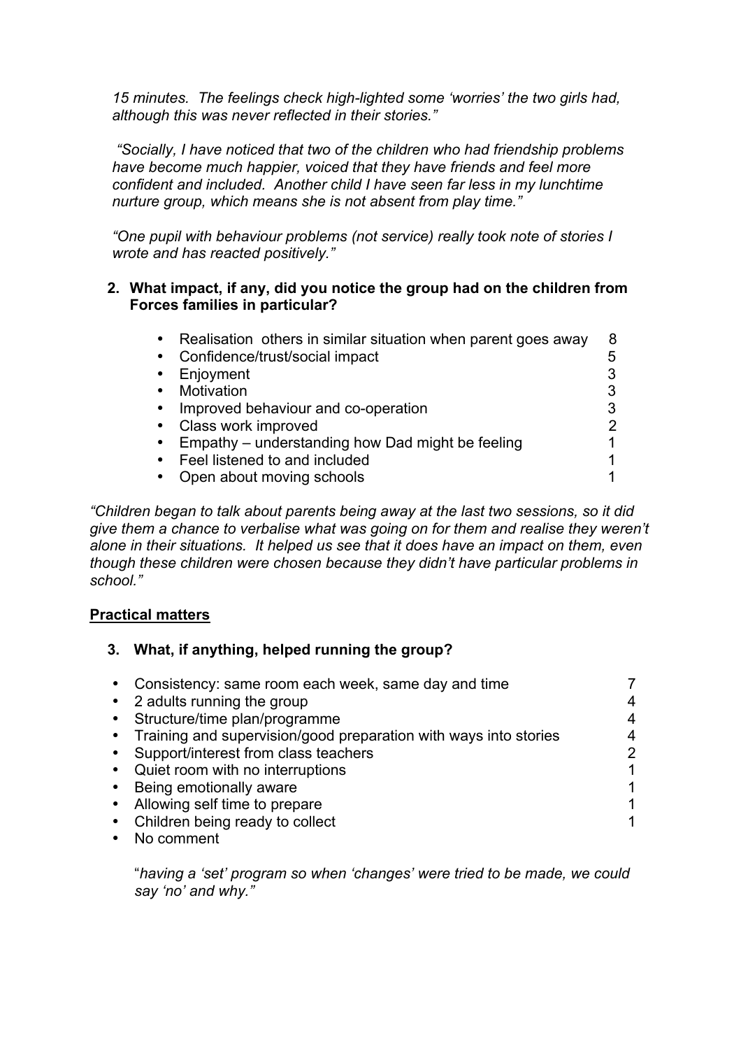*15 minutes. The feelings check high-lighted some 'worries' the two girls had, although this was never reflected in their stories."*

*"Socially, I have noticed that two of the children who had friendship problems have become much happier, voiced that they have friends and feel more confident and included. Another child I have seen far less in my lunchtime nurture group, which means she is not absent from play time."*

*"One pupil with behaviour problems (not service) really took note of stories I wrote and has reacted positively."*

**2. What impact, if any, did you notice the group had on the children from Forces families in particular?**

| | |
|---|---|
| • Realisation others in similar situation when parent goes away | 8 |
| • Confidence/trust/social impact | 5 |
| • Enjoyment | 3 |
| • Motivation | 3 |
| • Improved behaviour and co-operation | 3 |
| • Class work improved | 2 |
| • Empathy – understanding how Dad might be feeling | 1 |
| • Feel listened to and included | 1 |
| • Open about moving schools | 1 |

*"Children began to talk about parents being away at the last two sessions, so it did give them a chance to verbalise what was going on for them and realise they weren't alone in their situations. It helped us see that it does have an impact on them, even though these children were chosen because they didn't have particular problems in school."*

## <u>Practical matters</u>

**3. What, if anything, helped running the group?**

| | |
|---|---|
| • Consistency: same room each week, same day and time | 7 |
| • 2 adults running the group | 4 |
| • Structure/time plan/programme | 4 |
| • Training and supervision/good preparation with ways into stories | 4 |
| • Support/interest from class teachers | 2 |
| • Quiet room with no interruptions | 1 |
| • Being emotionally aware | 1 |
| • Allowing self time to prepare | 1 |
| • Children being ready to collect | 1 |
| • No comment | |

"*having a 'set' program so when 'changes' were tried to be made, we could say 'no' and why."*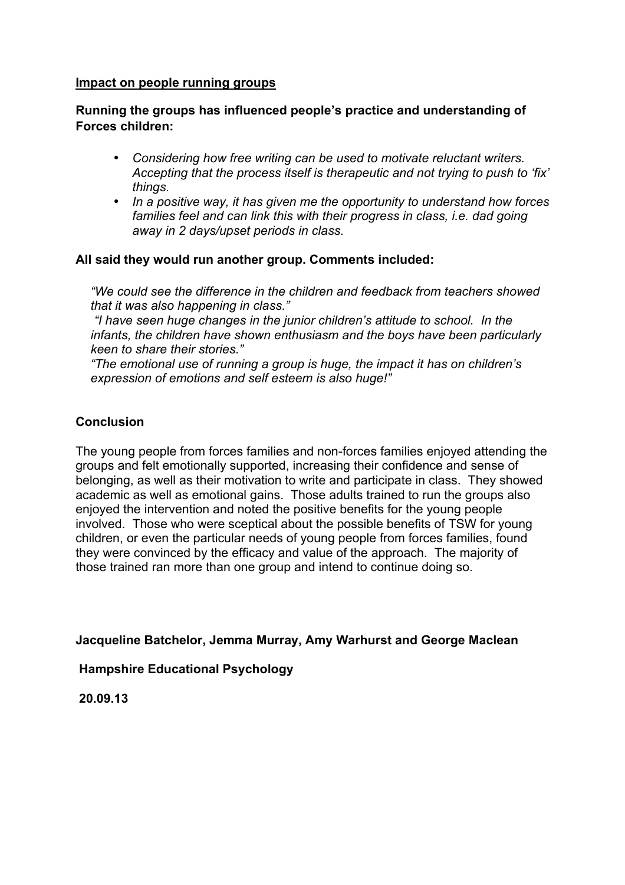**Impact on people running groups**

**Running the groups has influenced people's practice and understanding of Forces children:**

- *Considering how free writing can be used to motivate reluctant writers. Accepting that the process itself is therapeutic and not trying to push to 'fix' things.*
- *In a positive way, it has given me the opportunity to understand how forces families feel and can link this with their progress in class, i.e. dad going away in 2 days/upset periods in class.*

**All said they would run another group. Comments included:**

*"We could see the difference in the children and feedback from teachers showed that it was also happening in class."*

*"I have seen huge changes in the junior children's attitude to school. In the infants, the children have shown enthusiasm and the boys have been particularly keen to share their stories."*

*"The emotional use of running a group is huge, the impact it has on children's expression of emotions and self esteem is also huge!"*

**Conclusion**

The young people from forces families and non-forces families enjoyed attending the groups and felt emotionally supported, increasing their confidence and sense of belonging, as well as their motivation to write and participate in class. They showed academic as well as emotional gains. Those adults trained to run the groups also enjoyed the intervention and noted the positive benefits for the young people involved. Those who were sceptical about the possible benefits of TSW for young children, or even the particular needs of young people from forces families, found they were convinced by the efficacy and value of the approach. The majority of those trained ran more than one group and intend to continue doing so.

**Jacqueline Batchelor, Jemma Murray, Amy Warhurst and George Maclean**

**Hampshire Educational Psychology**

**20.09.13**